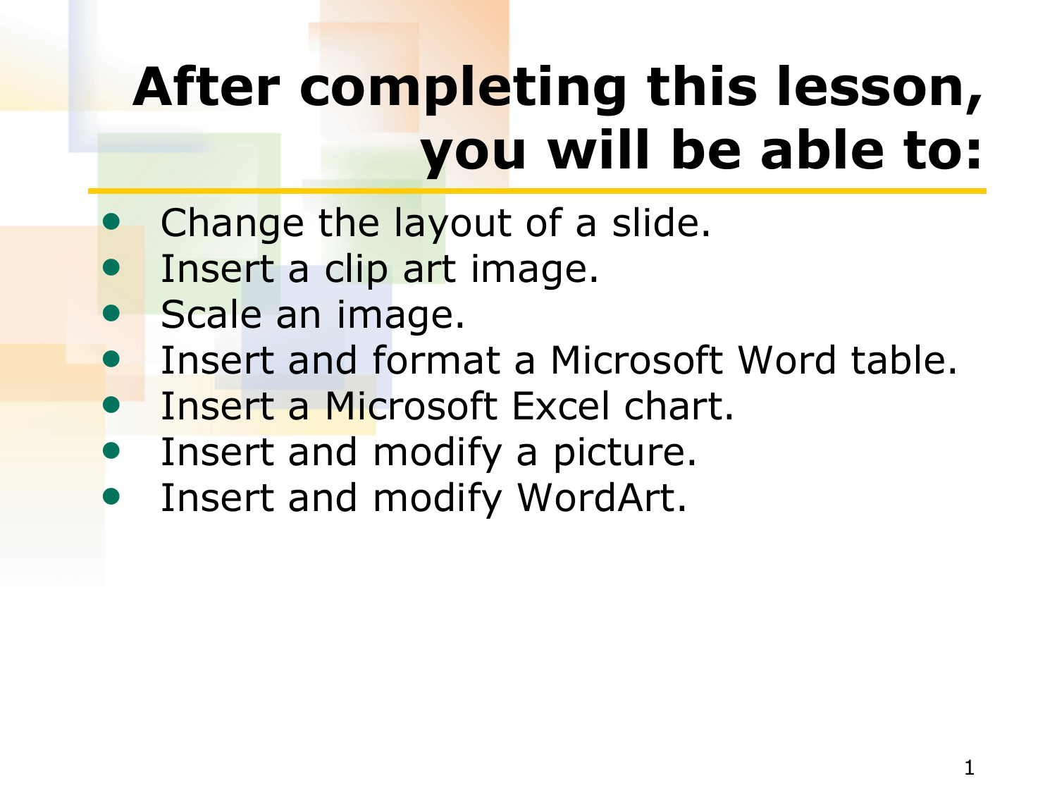# After completing this lesson, you will be able to:

- Change the layout of a slide.
- Insert a clip art image.
- Scale an image.
- Insert and format a Microsoft Word table.
- Insert a Microsoft Excel chart.
- Insert and modify a picture.
- Insert and modify WordArt.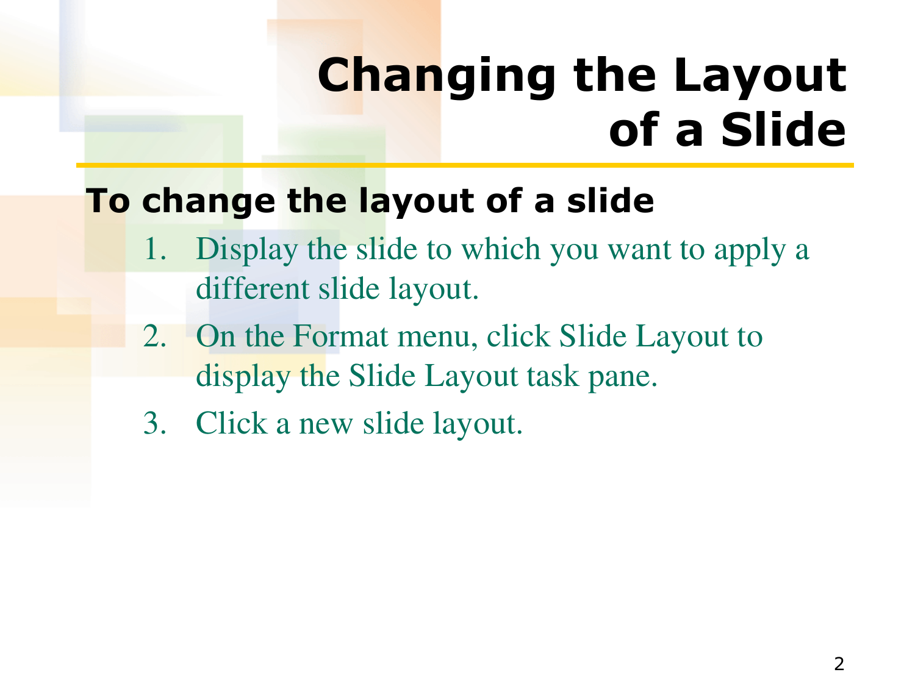# Changing the Layout of a Slide

**To change the layout of a slide**

1. Display the slide to which you want to apply a different slide layout.
2. On the Format menu, click Slide Layout to display the Slide Layout task pane.
3. Click a new slide layout.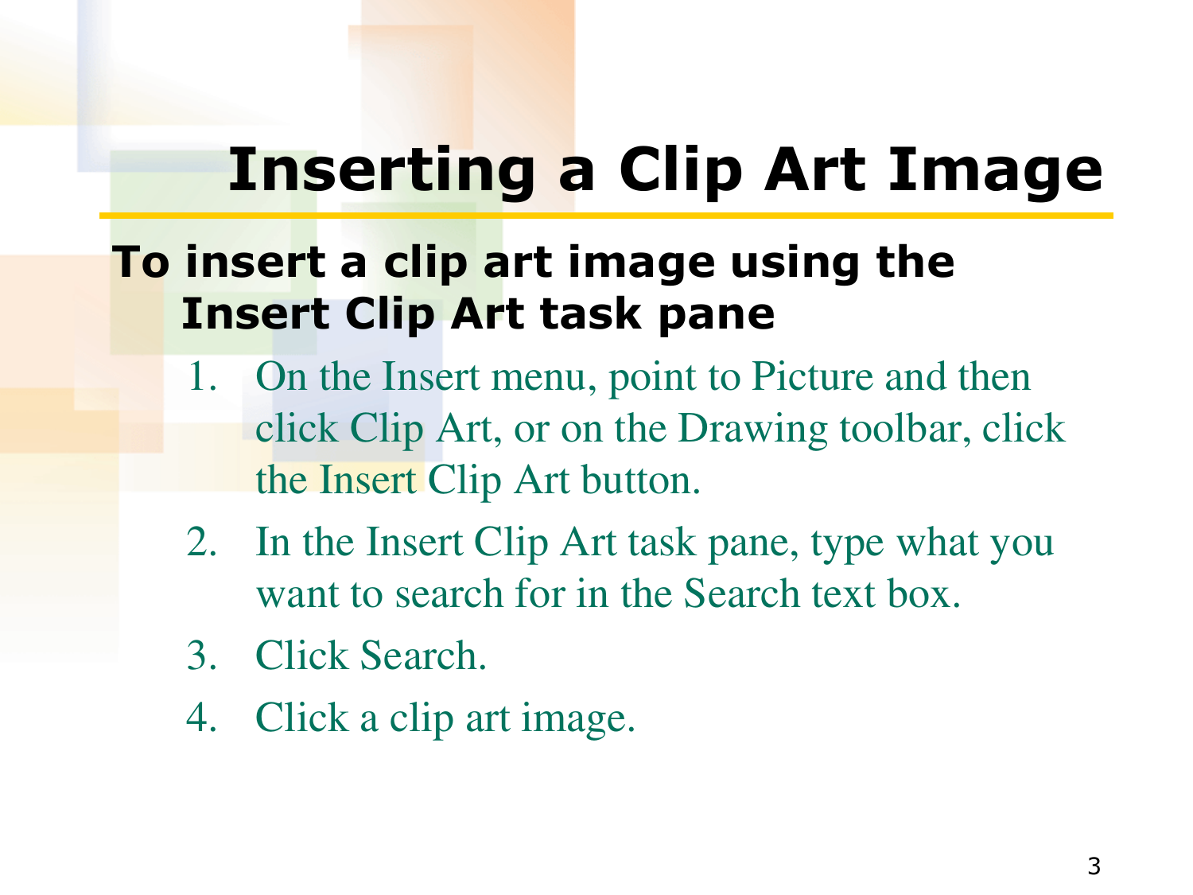# Inserting a Clip Art Image

**To insert a clip art image using the Insert Clip Art task pane**

1. On the Insert menu, point to Picture and then click Clip Art, or on the Drawing toolbar, click the Insert Clip Art button.
2. In the Insert Clip Art task pane, type what you want to search for in the Search text box.
3. Click Search.
4. Click a clip art image.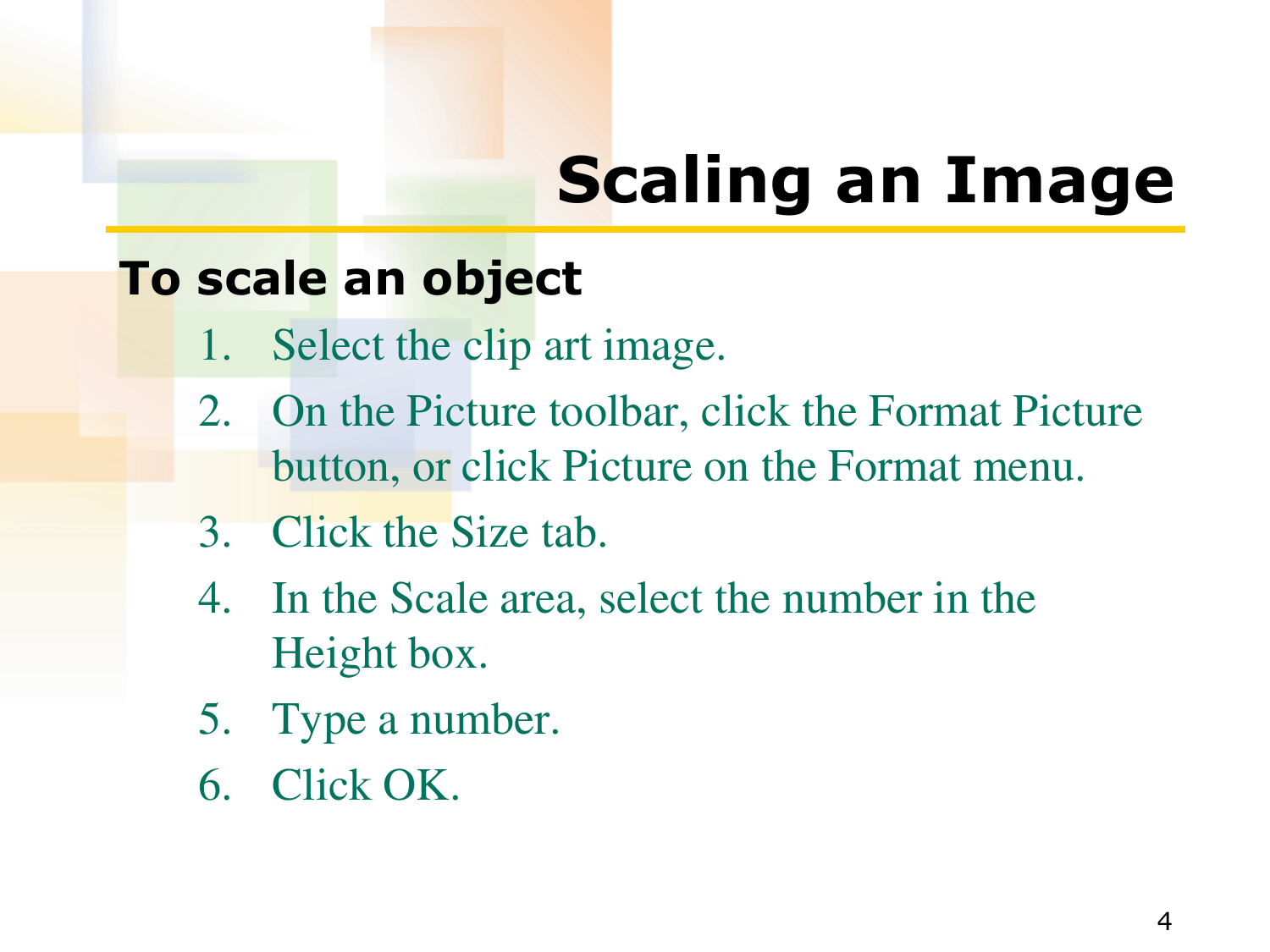# Scaling an Image

**To scale an object**

1. Select the clip art image.
2. On the Picture toolbar, click the Format Picture button, or click Picture on the Format menu.
3. Click the Size tab.
4. In the Scale area, select the number in the Height box.
5. Type a number.
6. Click OK.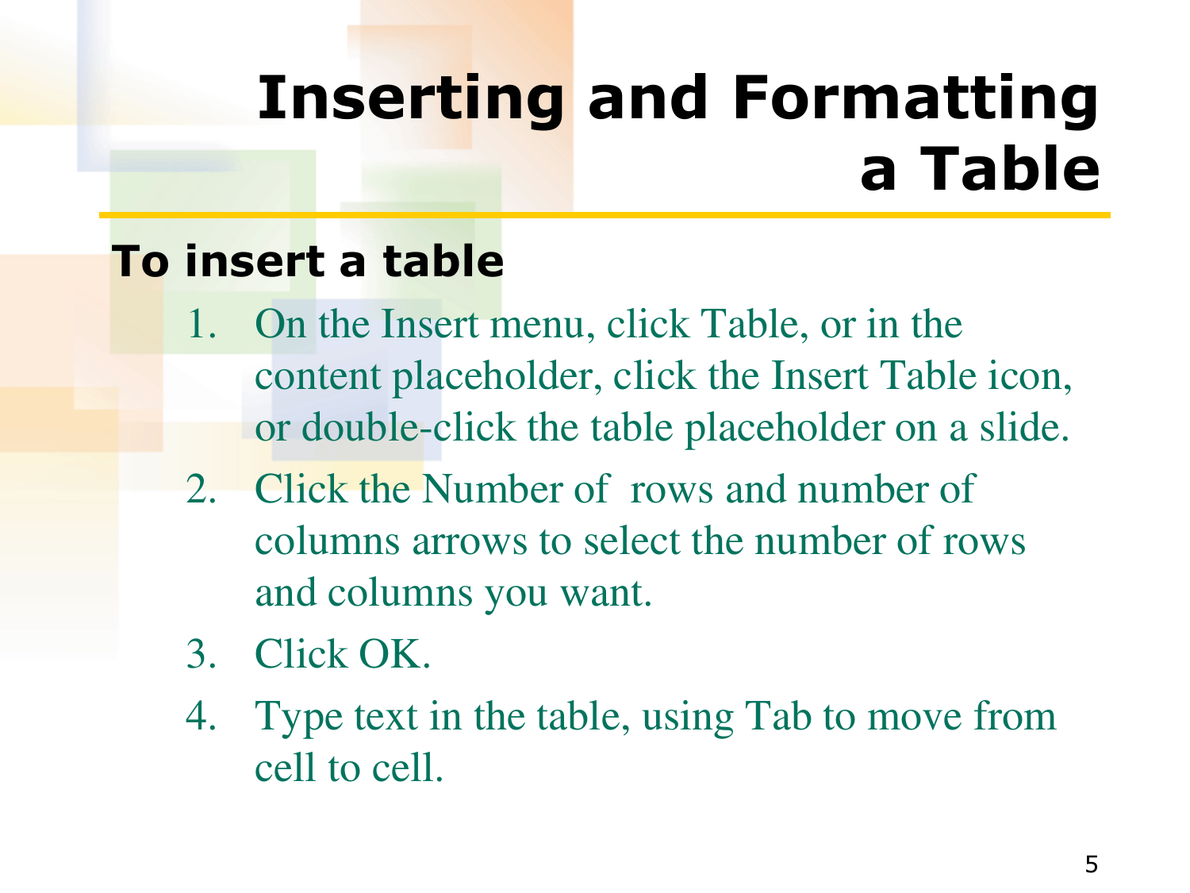# Inserting and Formatting a Table

## To insert a table

1. On the Insert menu, click Table, or in the content placeholder, click the Insert Table icon, or double-click the table placeholder on a slide.
2. Click the Number of  rows and number of columns arrows to select the number of rows and columns you want.
3. Click OK.
4. Type text in the table, using Tab to move from cell to cell.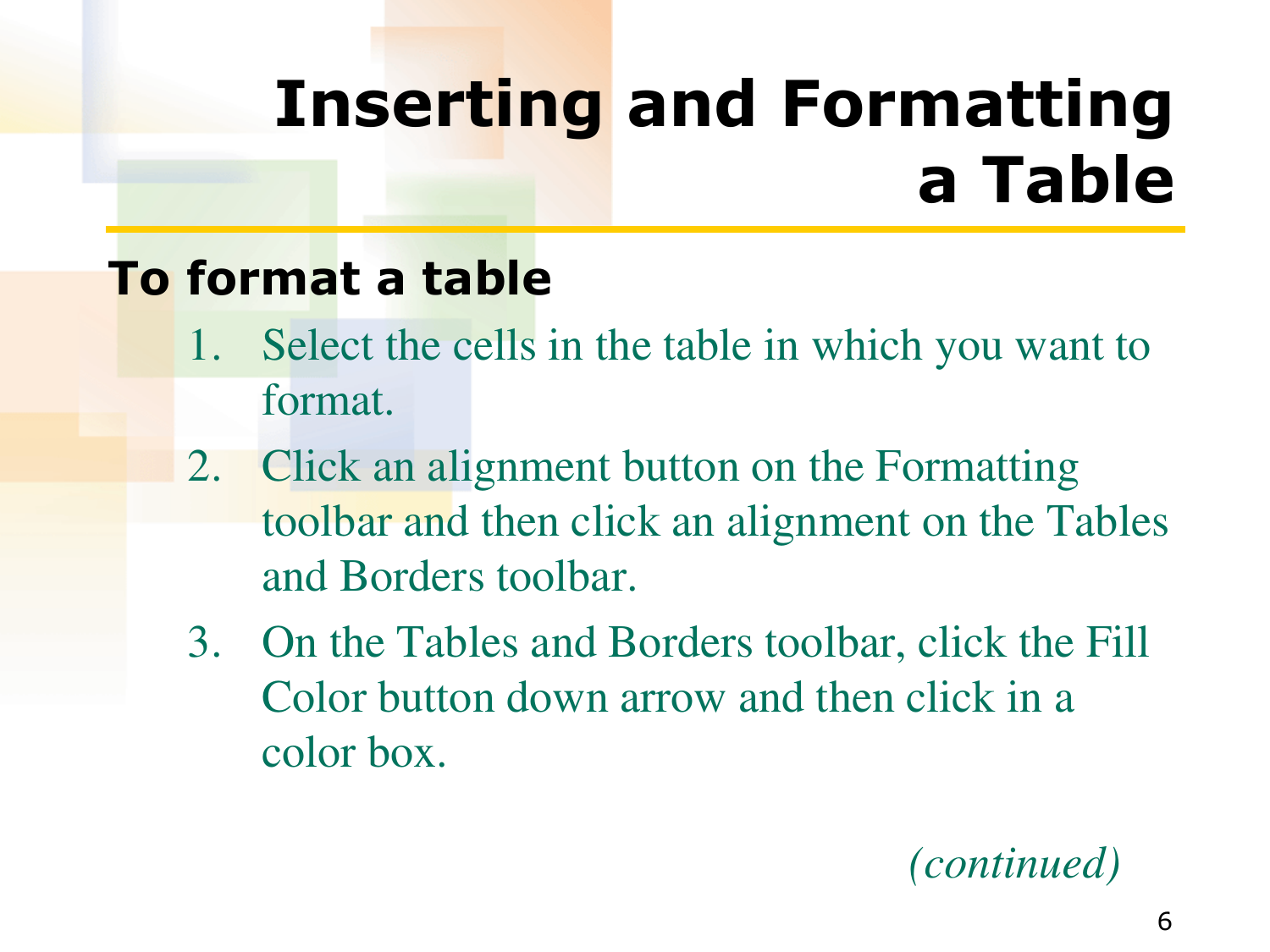# Inserting and Formatting a Table

**To format a table**

1. Select the cells in the table in which you want to format.
2. Click an alignment button on the Formatting toolbar and then click an alignment on the Tables and Borders toolbar.
3. On the Tables and Borders toolbar, click the Fill Color button down arrow and then click in a color box.

*(continued)*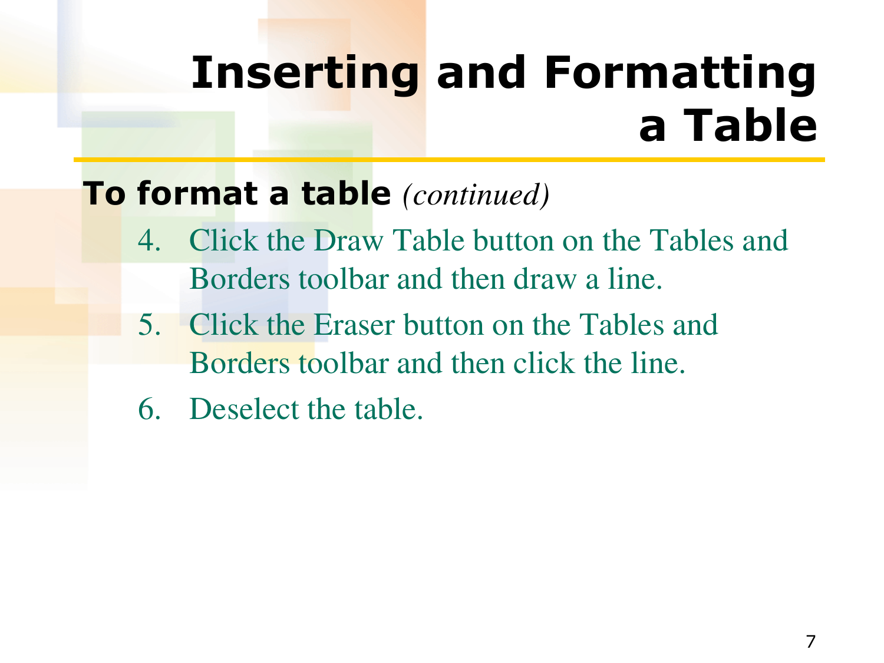# Inserting and Formatting a Table

**To format a table** *(continued)*

4. Click the Draw Table button on the Tables and Borders toolbar and then draw a line.
5. Click the Eraser button on the Tables and Borders toolbar and then click the line.
6. Deselect the table.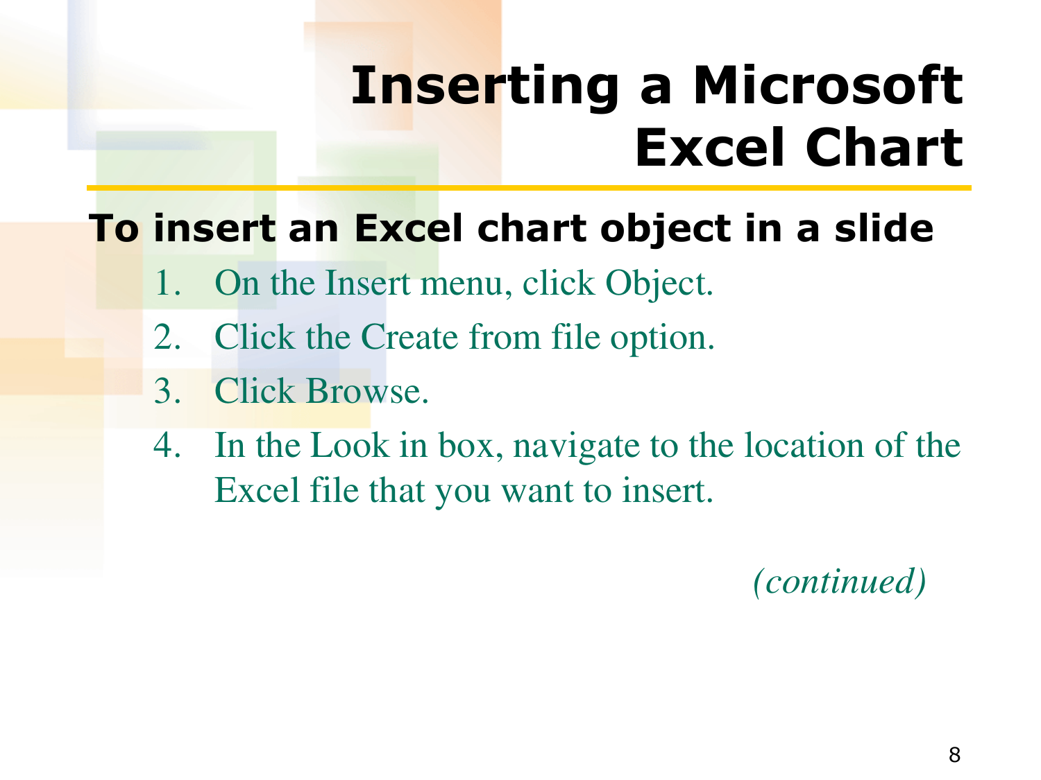# Inserting a Microsoft Excel Chart

**To insert an Excel chart object in a slide**

1. On the Insert menu, click Object.
2. Click the Create from file option.
3. Click Browse.
4. In the Look in box, navigate to the location of the Excel file that you want to insert.

*(continued)*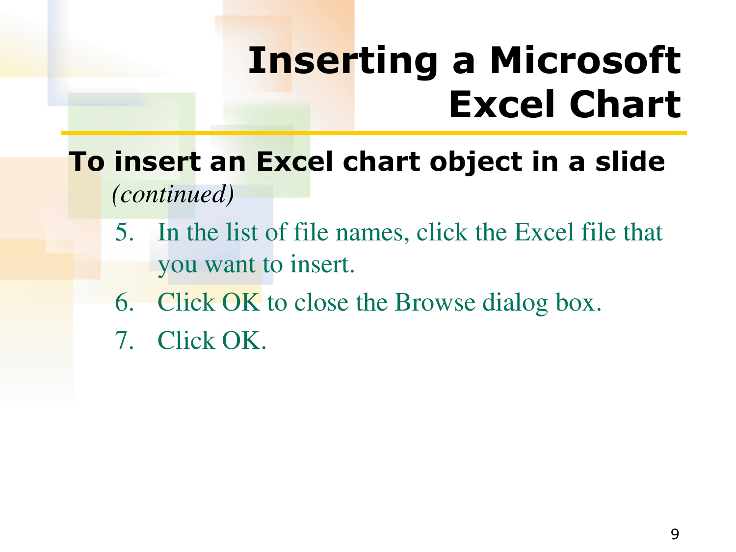# Inserting a Microsoft Excel Chart

**To insert an Excel chart object in a slide** *(continued)*

5. In the list of file names, click the Excel file that you want to insert.
6. Click OK to close the Browse dialog box.
7. Click OK.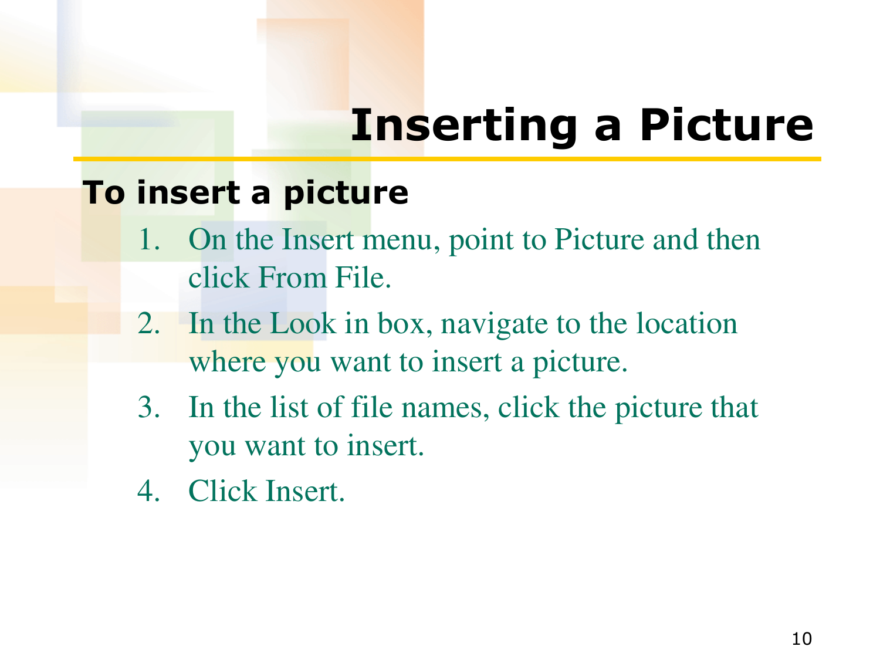# Inserting a Picture

**To insert a picture**

1. On the Insert menu, point to Picture and then click From File.
2. In the Look in box, navigate to the location where you want to insert a picture.
3. In the list of file names, click the picture that you want to insert.
4. Click Insert.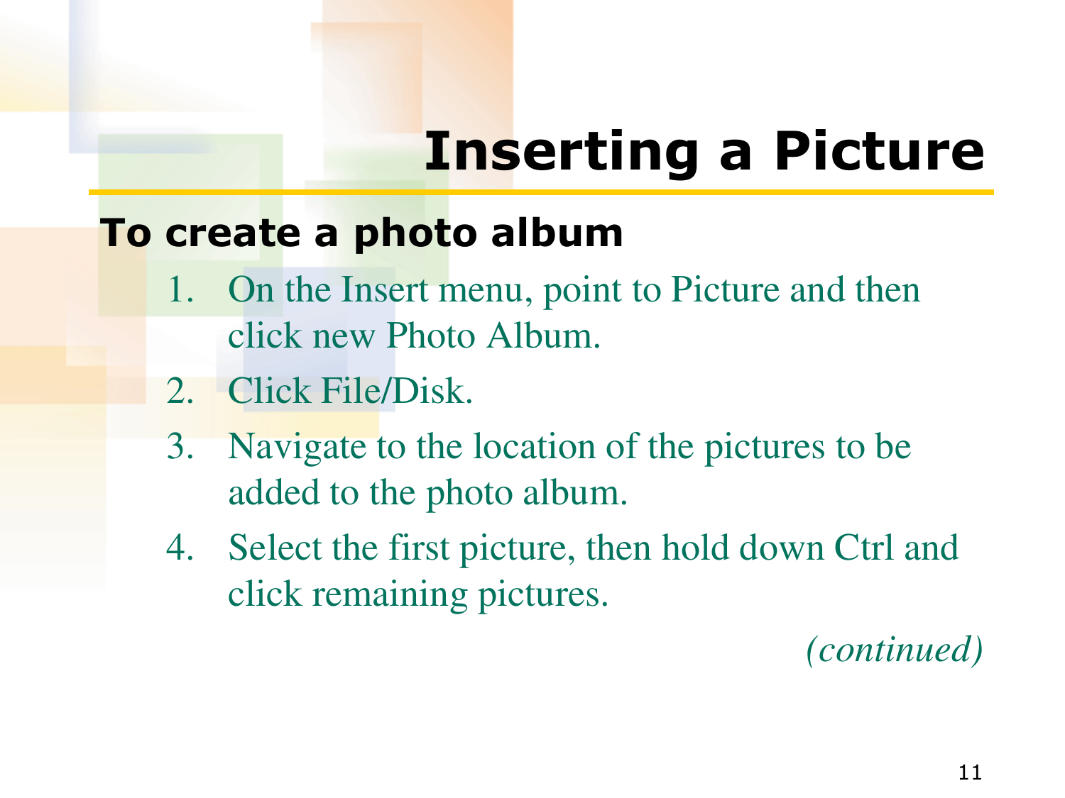# Inserting a Picture

**To create a photo album**

1. On the Insert menu, point to Picture and then click new Photo Album.
2. Click File/Disk.
3. Navigate to the location of the pictures to be added to the photo album.
4. Select the first picture, then hold down Ctrl and click remaining pictures.

*(continued)*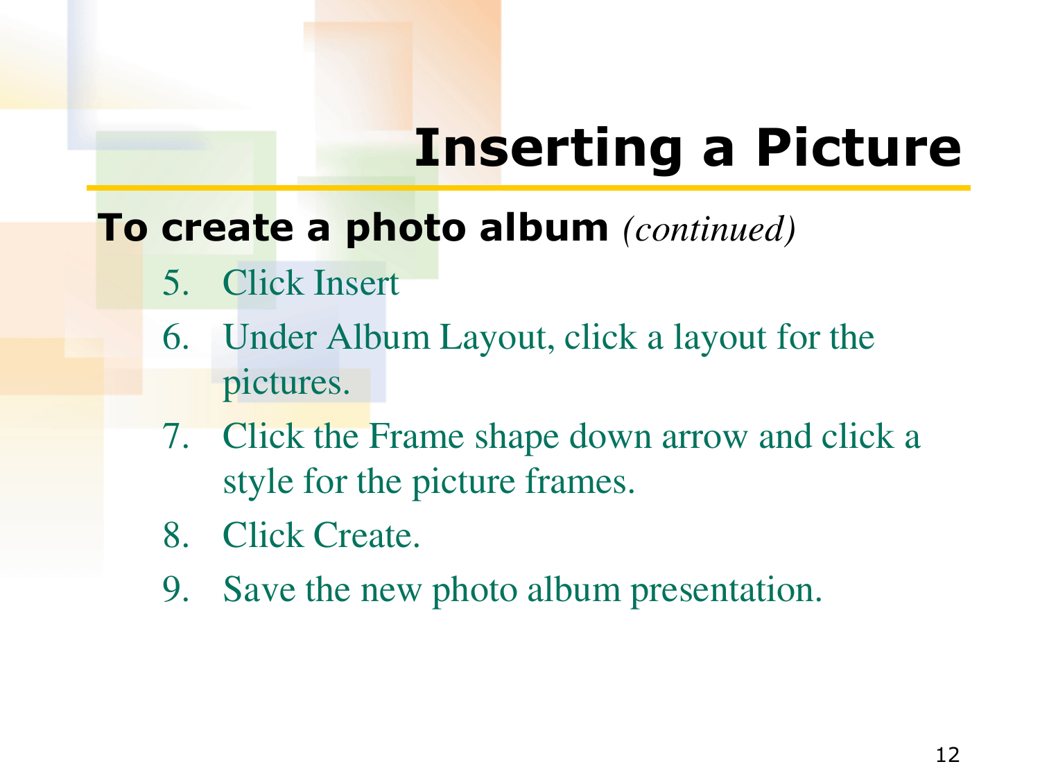# Inserting a Picture

**To create a photo album** *(continued)*

5. Click Insert
6. Under Album Layout, click a layout for the pictures.
7. Click the Frame shape down arrow and click a style for the picture frames.
8. Click Create.
9. Save the new photo album presentation.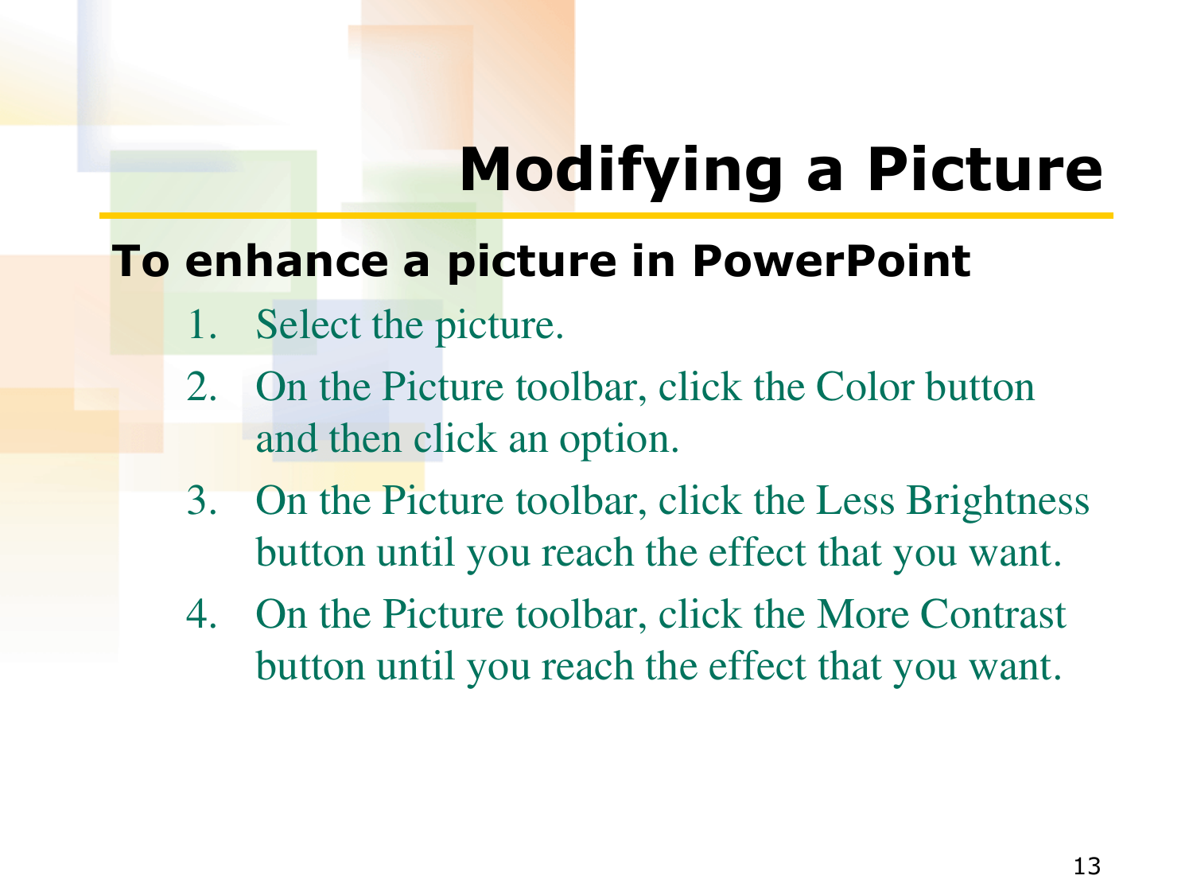# Modifying a Picture

**To enhance a picture in PowerPoint**

1. Select the picture.
2. On the Picture toolbar, click the Color button and then click an option.
3. On the Picture toolbar, click the Less Brightness button until you reach the effect that you want.
4. On the Picture toolbar, click the More Contrast button until you reach the effect that you want.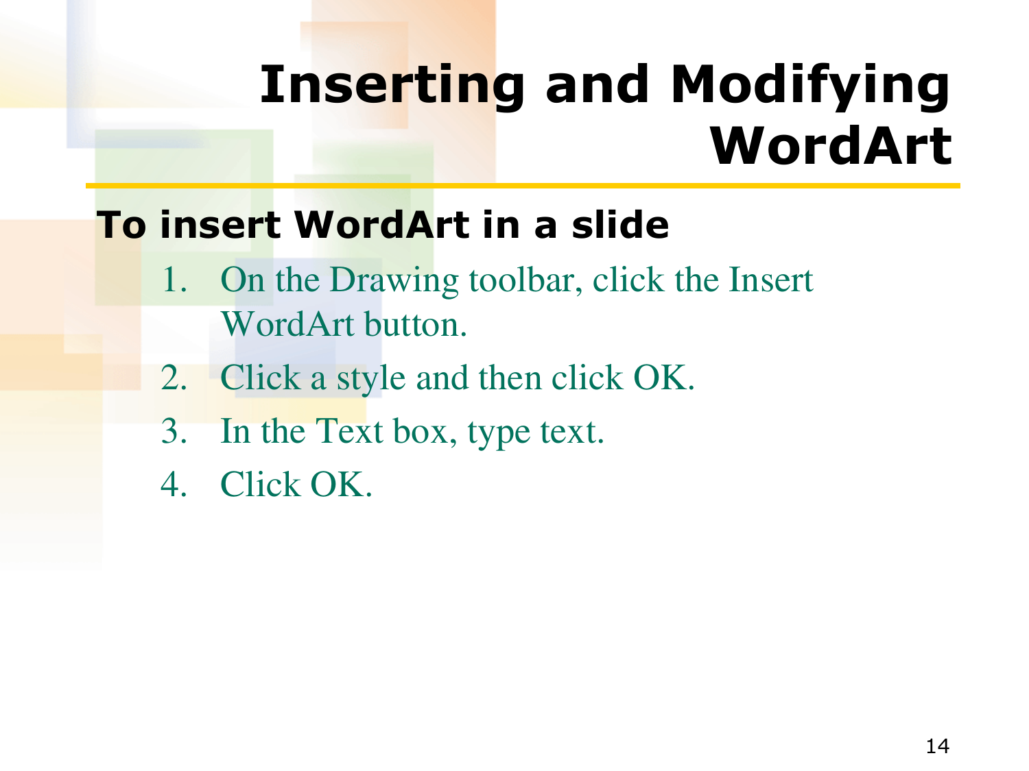# Inserting and Modifying WordArt

## To insert WordArt in a slide

1. On the Drawing toolbar, click the Insert WordArt button.
2. Click a style and then click OK.
3. In the Text box, type text.
4. Click OK.